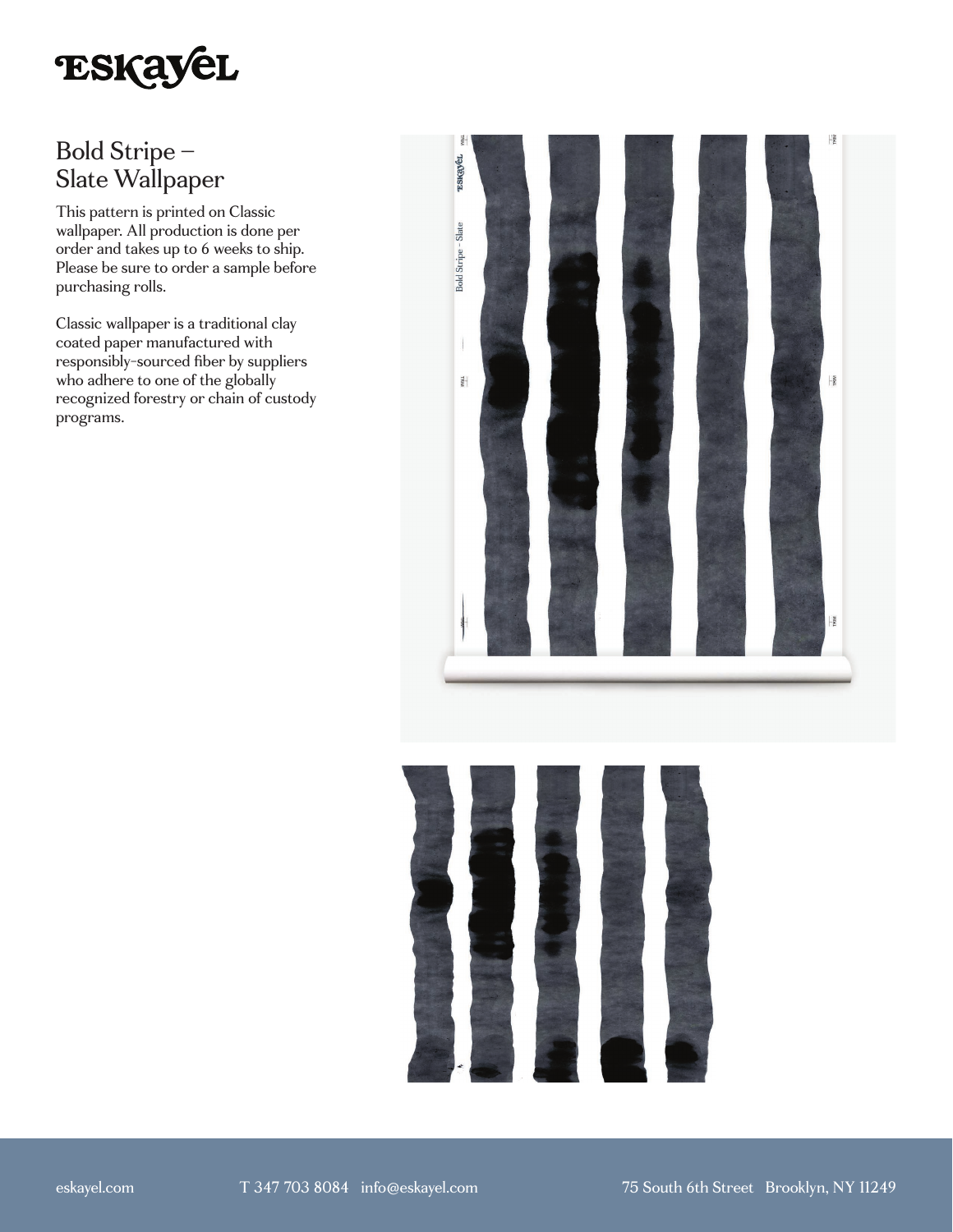# Bold Stripe – Slate Wallpaper

This pattern is printed on Classic wallpaper. All production is done per order and takes up to 6 weeks to ship. Please be sure to order a sample before purchasing rolls.

Classic wallpaper is a traditional clay coated paper manufactured with responsibly-sourced fiber by suppliers who adhere to one of the globally recognized forestry or chain of custody programs.

eskayel.com T 347 703 8084 info@eskayel.com 75 South 6th Street Brooklyn, NY 11249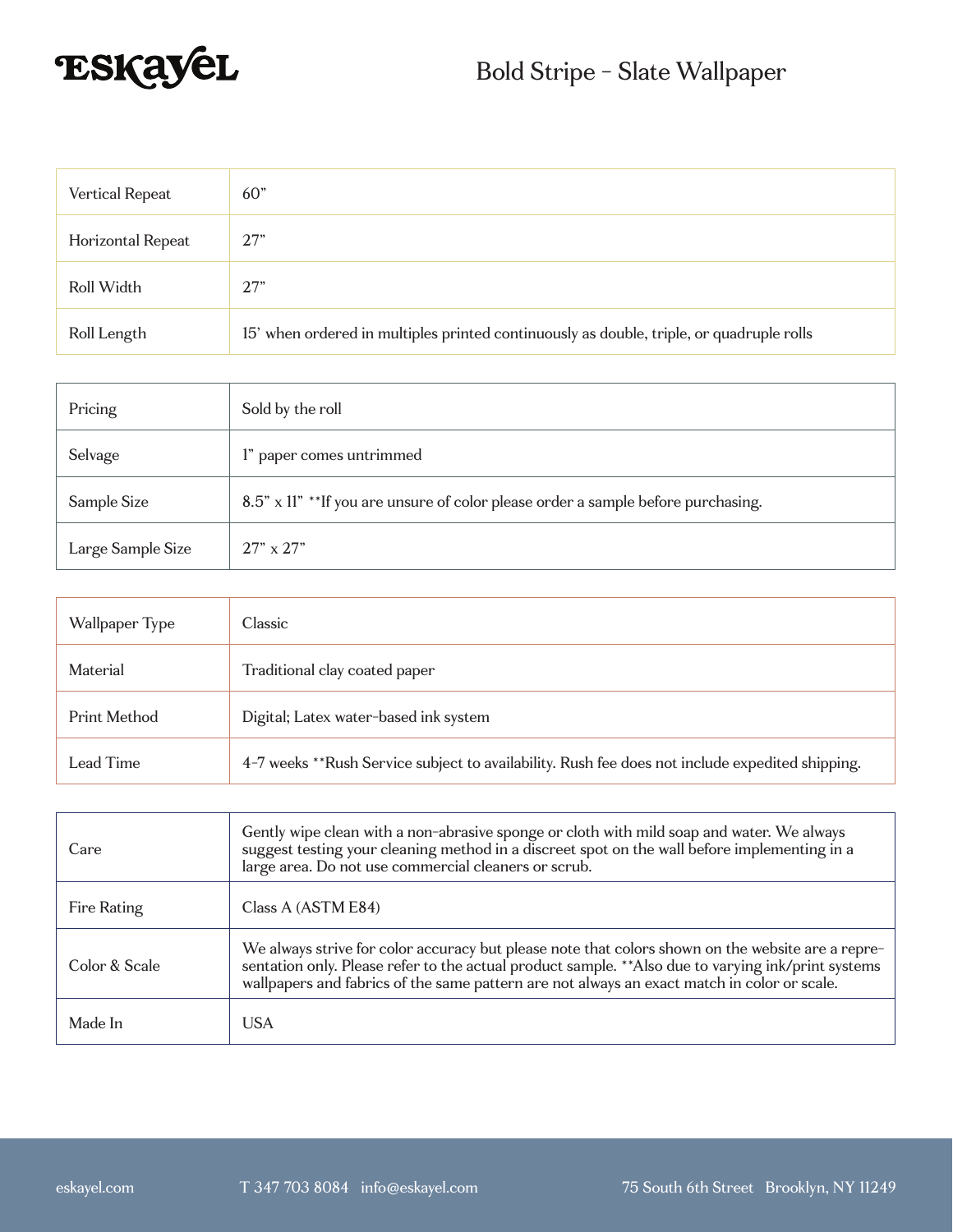# Bold Stripe - Slate Wallpaper

| | |
|---|---|
| Vertical Repeat | 60" |
| Horizontal Repeat | 27" |
| Roll Width | 27" |
| Roll Length | 15' when ordered in multiples printed continuously as double, triple, or quadruple rolls |

| | |
|---|---|
| Pricing | Sold by the roll |
| Selvage | 1" paper comes untrimmed |
| Sample Size | 8.5" x 11" **If you are unsure of color please order a sample before purchasing. |
| Large Sample Size | 27" x 27" |

| | |
|---|---|
| Wallpaper Type | Classic |
| Material | Traditional clay coated paper |
| Print Method | Digital; Latex water-based ink system |
| Lead Time | 4-7 weeks **Rush Service subject to availability. Rush fee does not include expedited shipping. |

| | |
|---|---|
| Care | Gently wipe clean with a non-abrasive sponge or cloth with mild soap and water. We always suggest testing your cleaning method in a discreet spot on the wall before implementing in a large area. Do not use commercial cleaners or scrub. |
| Fire Rating | Class A (ASTM E84) |
| Color & Scale | We always strive for color accuracy but please note that colors shown on the website are a representation only. Please refer to the actual product sample. **Also due to varying ink/print systems wallpapers and fabrics of the same pattern are not always an exact match in color or scale. |
| Made In | USA |

eskayel.com T 347 703 8084 info@eskayel.com 75 South 6th Street Brooklyn, NY 11249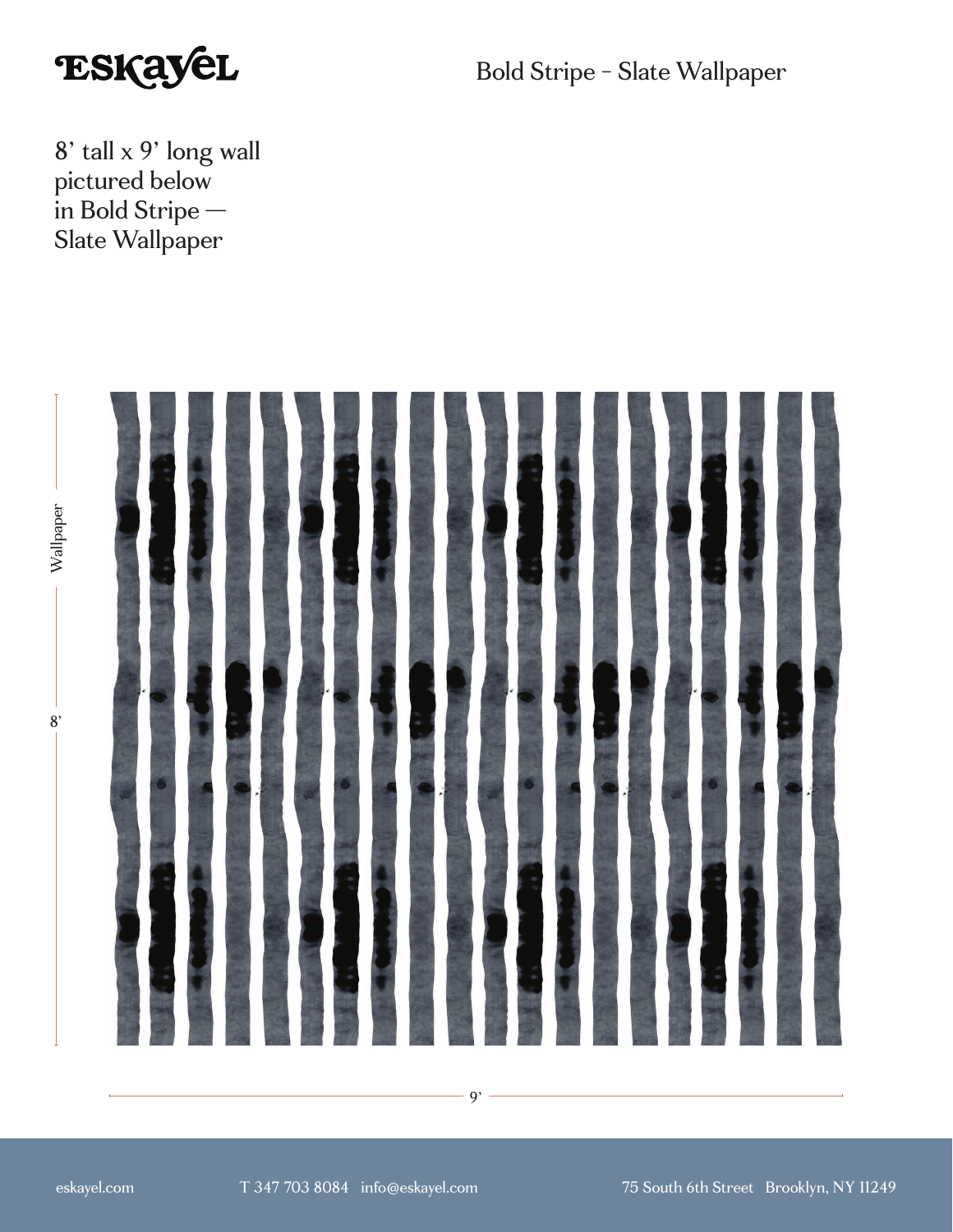# Bold Stripe - Slate Wallpaper

8' tall x 9' long wall pictured below in Bold Stripe — Slate Wallpaper

Wallpaper

8'

9'

eskayel.com T 347 703 8084 info@eskayel.com 75 South 6th Street Brooklyn, NY 11249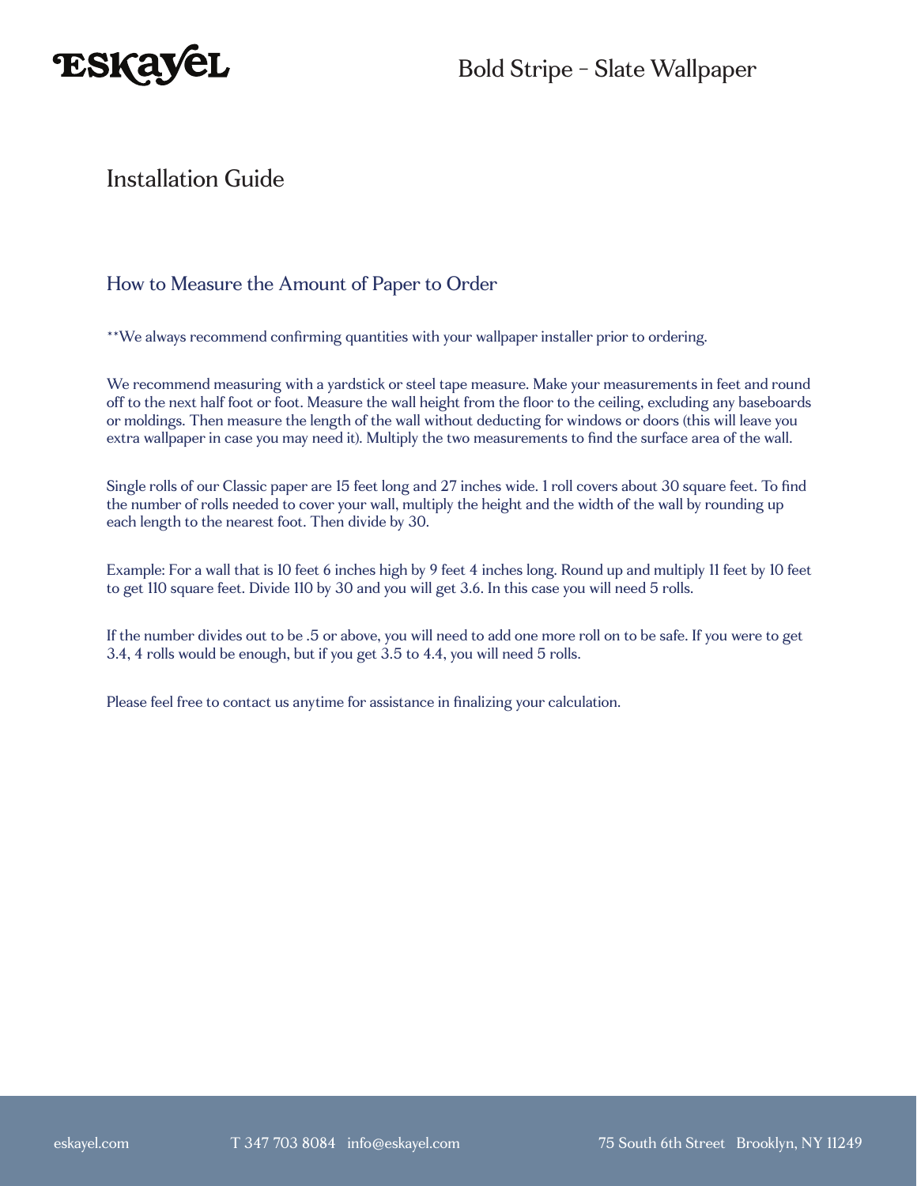## Installation Guide

### How to Measure the Amount of Paper to Order

**We always recommend confirming quantities with your wallpaper installer prior to ordering.

We recommend measuring with a yardstick or steel tape measure. Make your measurements in feet and round off to the next half foot or foot. Measure the wall height from the floor to the ceiling, excluding any baseboards or moldings. Then measure the length of the wall without deducting for windows or doors (this will leave you extra wallpaper in case you may need it). Multiply the two measurements to find the surface area of the wall.

Single rolls of our Classic paper are 15 feet long and 27 inches wide. 1 roll covers about 30 square feet. To find the number of rolls needed to cover your wall, multiply the height and the width of the wall by rounding up each length to the nearest foot. Then divide by 30.

Example: For a wall that is 10 feet 6 inches high by 9 feet 4 inches long. Round up and multiply 11 feet by 10 feet to get 110 square feet. Divide 110 by 30 and you will get 3.6. In this case you will need 5 rolls.

If the number divides out to be .5 or above, you will need to add one more roll on to be safe. If you were to get 3.4, 4 rolls would be enough, but if you get 3.5 to 4.4, you will need 5 rolls.

Please feel free to contact us anytime for assistance in finalizing your calculation.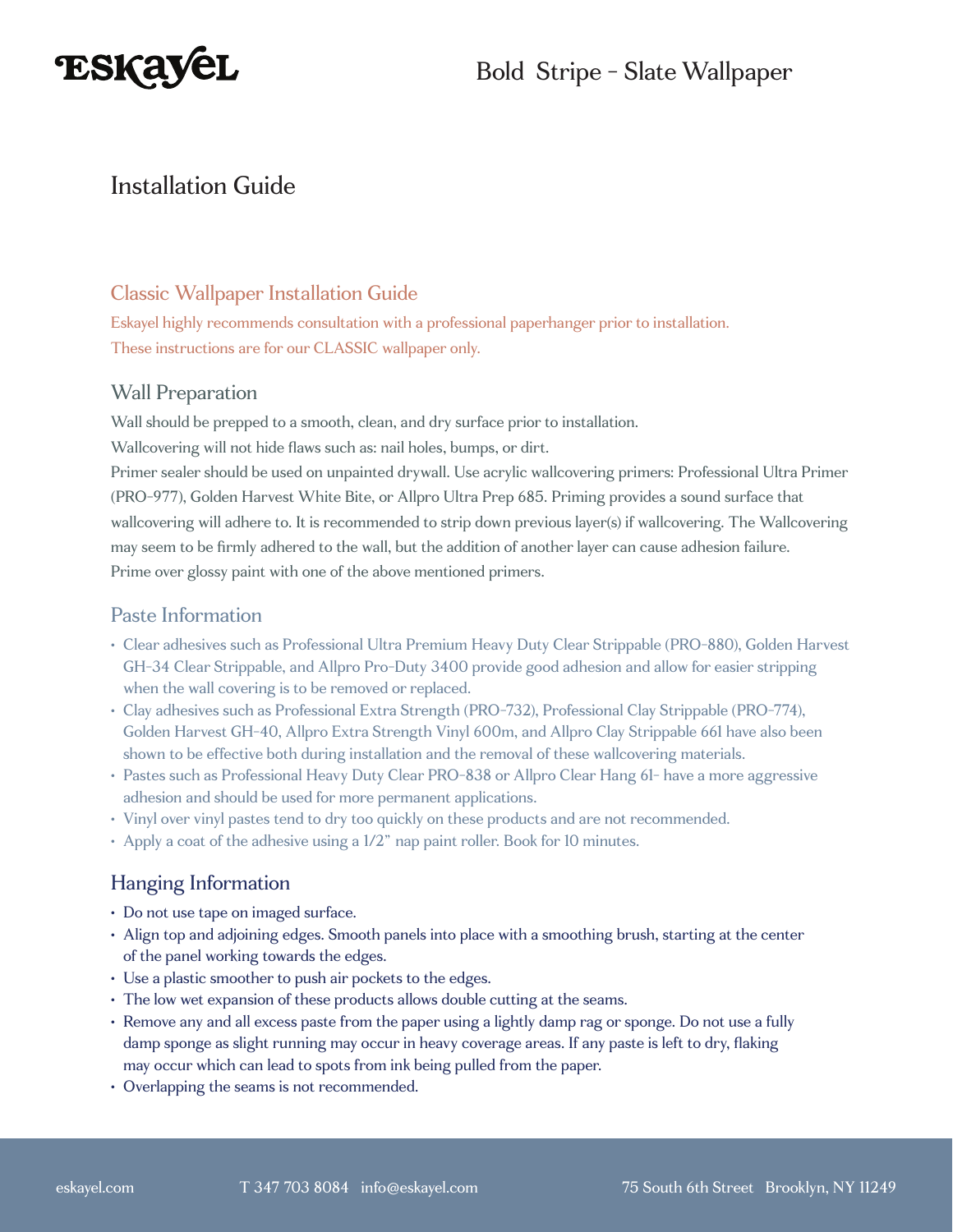# Bold Stripe - Slate Wallpaper

## Installation Guide

### Classic Wallpaper Installation Guide

Eskayel highly recommends consultation with a professional paperhanger prior to installation.
These instructions are for our CLASSIC wallpaper only.

### Wall Preparation

Wall should be prepped to a smooth, clean, and dry surface prior to installation.
Wallcovering will not hide flaws such as: nail holes, bumps, or dirt.
Primer sealer should be used on unpainted drywall. Use acrylic wallcovering primers: Professional Ultra Primer (PRO-977), Golden Harvest White Bite, or Allpro Ultra Prep 685. Priming provides a sound surface that wallcovering will adhere to. It is recommended to strip down previous layer(s) if wallcovering. The Wallcovering may seem to be firmly adhered to the wall, but the addition of another layer can cause adhesion failure.
Prime over glossy paint with one of the above mentioned primers.

### Paste Information

- Clear adhesives such as Professional Ultra Premium Heavy Duty Clear Strippable (PRO-880), Golden Harvest GH-34 Clear Strippable, and Allpro Pro-Duty 3400 provide good adhesion and allow for easier stripping when the wall covering is to be removed or replaced.
- Clay adhesives such as Professional Extra Strength (PRO-732), Professional Clay Strippable (PRO-774), Golden Harvest GH-40, Allpro Extra Strength Vinyl 600m, and Allpro Clay Strippable 661 have also been shown to be effective both during installation and the removal of these wallcovering materials.
- Pastes such as Professional Heavy Duty Clear PRO-838 or Allpro Clear Hang 61- have a more aggressive adhesion and should be used for more permanent applications.
- Vinyl over vinyl pastes tend to dry too quickly on these products and are not recommended.
- Apply a coat of the adhesive using a 1/2" nap paint roller. Book for 10 minutes.

### Hanging Information

- Do not use tape on imaged surface.
- Align top and adjoining edges. Smooth panels into place with a smoothing brush, starting at the center of the panel working towards the edges.
- Use a plastic smoother to push air pockets to the edges.
- The low wet expansion of these products allows double cutting at the seams.
- Remove any and all excess paste from the paper using a lightly damp rag or sponge. Do not use a fully damp sponge as slight running may occur in heavy coverage areas. If any paste is left to dry, flaking may occur which can lead to spots from ink being pulled from the paper.
- Overlapping the seams is not recommended.

eskayel.com T 347 703 8084 info@eskayel.com 75 South 6th Street Brooklyn, NY 11249